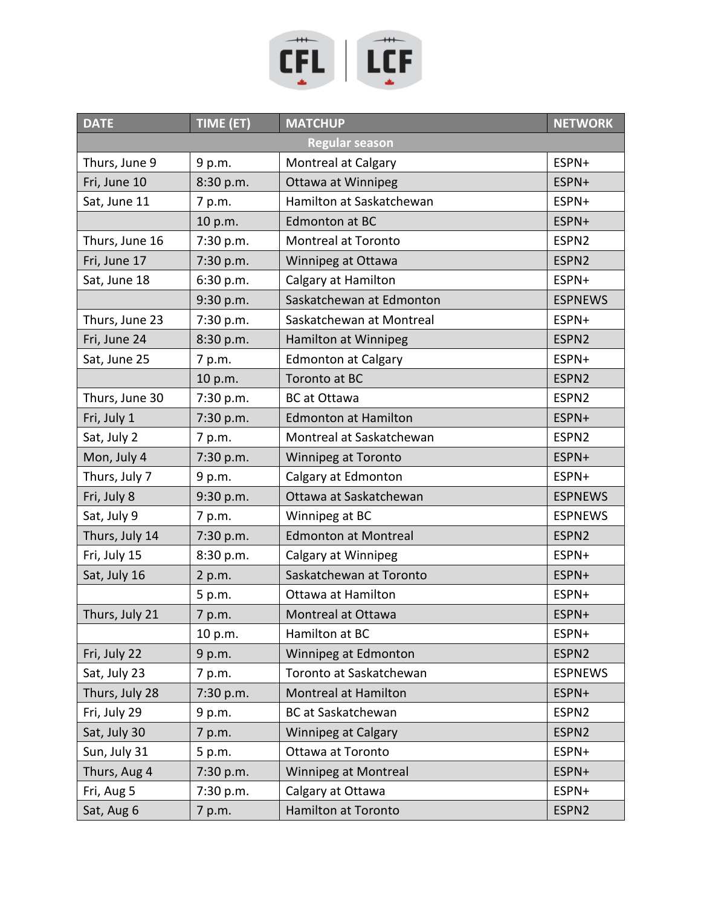CFL | LCF

| DATE | TIME (ET) | MATCHUP | NETWORK |
| --- | --- | --- | --- |
| Regular season | | | |
| Thurs, June 9 | 9 p.m. | Montreal at Calgary | ESPN+ |
| Fri, June 10 | 8:30 p.m. | Ottawa at Winnipeg | ESPN+ |
| Sat, June 11 | 7 p.m. | Hamilton at Saskatchewan | ESPN+ |
| | 10 p.m. | Edmonton at BC | ESPN+ |
| Thurs, June 16 | 7:30 p.m. | Montreal at Toronto | ESPN2 |
| Fri, June 17 | 7:30 p.m. | Winnipeg at Ottawa | ESPN2 |
| Sat, June 18 | 6:30 p.m. | Calgary at Hamilton | ESPN+ |
| | 9:30 p.m. | Saskatchewan at Edmonton | ESPNEWS |
| Thurs, June 23 | 7:30 p.m. | Saskatchewan at Montreal | ESPN+ |
| Fri, June 24 | 8:30 p.m. | Hamilton at Winnipeg | ESPN2 |
| Sat, June 25 | 7 p.m. | Edmonton at Calgary | ESPN+ |
| | 10 p.m. | Toronto at BC | ESPN2 |
| Thurs, June 30 | 7:30 p.m. | BC at Ottawa | ESPN2 |
| Fri, July 1 | 7:30 p.m. | Edmonton at Hamilton | ESPN+ |
| Sat, July 2 | 7 p.m. | Montreal at Saskatchewan | ESPN2 |
| Mon, July 4 | 7:30 p.m. | Winnipeg at Toronto | ESPN+ |
| Thurs, July 7 | 9 p.m. | Calgary at Edmonton | ESPN+ |
| Fri, July 8 | 9:30 p.m. | Ottawa at Saskatchewan | ESPNEWS |
| Sat, July 9 | 7 p.m. | Winnipeg at BC | ESPNEWS |
| Thurs, July 14 | 7:30 p.m. | Edmonton at Montreal | ESPN2 |
| Fri, July 15 | 8:30 p.m. | Calgary at Winnipeg | ESPN+ |
| Sat, July 16 | 2 p.m. | Saskatchewan at Toronto | ESPN+ |
| | 5 p.m. | Ottawa at Hamilton | ESPN+ |
| Thurs, July 21 | 7 p.m. | Montreal at Ottawa | ESPN+ |
| | 10 p.m. | Hamilton at BC | ESPN+ |
| Fri, July 22 | 9 p.m. | Winnipeg at Edmonton | ESPN2 |
| Sat, July 23 | 7 p.m. | Toronto at Saskatchewan | ESPNEWS |
| Thurs, July 28 | 7:30 p.m. | Montreal at Hamilton | ESPN+ |
| Fri, July 29 | 9 p.m. | BC at Saskatchewan | ESPN2 |
| Sat, July 30 | 7 p.m. | Winnipeg at Calgary | ESPN2 |
| Sun, July 31 | 5 p.m. | Ottawa at Toronto | ESPN+ |
| Thurs, Aug 4 | 7:30 p.m. | Winnipeg at Montreal | ESPN+ |
| Fri, Aug 5 | 7:30 p.m. | Calgary at Ottawa | ESPN+ |
| Sat, Aug 6 | 7 p.m. | Hamilton at Toronto | ESPN2 |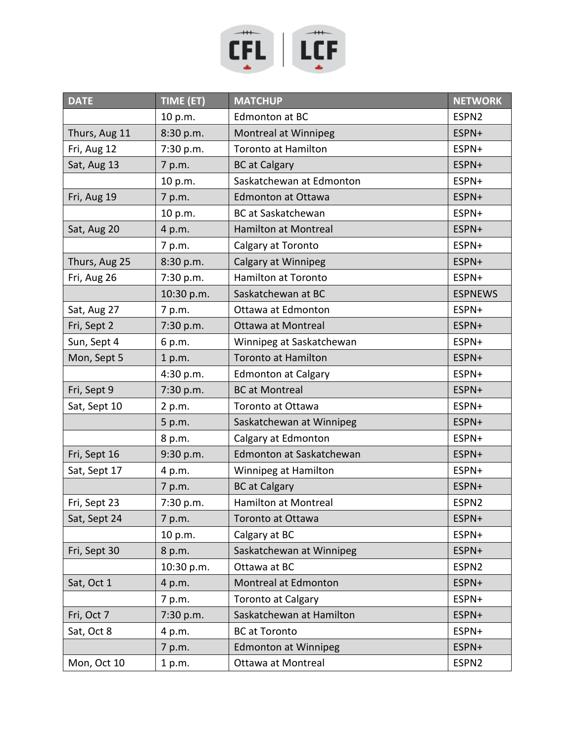| DATE | TIME (ET) | MATCHUP | NETWORK |
|---|---|---|---|
| | 10 p.m. | Edmonton at BC | ESPN2 |
| Thurs, Aug 11 | 8:30 p.m. | Montreal at Winnipeg | ESPN+ |
| Fri, Aug 12 | 7:30 p.m. | Toronto at Hamilton | ESPN+ |
| Sat, Aug 13 | 7 p.m. | BC at Calgary | ESPN+ |
| | 10 p.m. | Saskatchewan at Edmonton | ESPN+ |
| Fri, Aug 19 | 7 p.m. | Edmonton at Ottawa | ESPN+ |
| | 10 p.m. | BC at Saskatchewan | ESPN+ |
| Sat, Aug 20 | 4 p.m. | Hamilton at Montreal | ESPN+ |
| | 7 p.m. | Calgary at Toronto | ESPN+ |
| Thurs, Aug 25 | 8:30 p.m. | Calgary at Winnipeg | ESPN+ |
| Fri, Aug 26 | 7:30 p.m. | Hamilton at Toronto | ESPN+ |
| | 10:30 p.m. | Saskatchewan at BC | ESPNEWS |
| Sat, Aug 27 | 7 p.m. | Ottawa at Edmonton | ESPN+ |
| Fri, Sept 2 | 7:30 p.m. | Ottawa at Montreal | ESPN+ |
| Sun, Sept 4 | 6 p.m. | Winnipeg at Saskatchewan | ESPN+ |
| Mon, Sept 5 | 1 p.m. | Toronto at Hamilton | ESPN+ |
| | 4:30 p.m. | Edmonton at Calgary | ESPN+ |
| Fri, Sept 9 | 7:30 p.m. | BC at Montreal | ESPN+ |
| Sat, Sept 10 | 2 p.m. | Toronto at Ottawa | ESPN+ |
| | 5 p.m. | Saskatchewan at Winnipeg | ESPN+ |
| | 8 p.m. | Calgary at Edmonton | ESPN+ |
| Fri, Sept 16 | 9:30 p.m. | Edmonton at Saskatchewan | ESPN+ |
| Sat, Sept 17 | 4 p.m. | Winnipeg at Hamilton | ESPN+ |
| | 7 p.m. | BC at Calgary | ESPN+ |
| Fri, Sept 23 | 7:30 p.m. | Hamilton at Montreal | ESPN2 |
| Sat, Sept 24 | 7 p.m. | Toronto at Ottawa | ESPN+ |
| | 10 p.m. | Calgary at BC | ESPN+ |
| Fri, Sept 30 | 8 p.m. | Saskatchewan at Winnipeg | ESPN+ |
| | 10:30 p.m. | Ottawa at BC | ESPN2 |
| Sat, Oct 1 | 4 p.m. | Montreal at Edmonton | ESPN+ |
| | 7 p.m. | Toronto at Calgary | ESPN+ |
| Fri, Oct 7 | 7:30 p.m. | Saskatchewan at Hamilton | ESPN+ |
| Sat, Oct 8 | 4 p.m. | BC at Toronto | ESPN+ |
| | 7 p.m. | Edmonton at Winnipeg | ESPN+ |
| Mon, Oct 10 | 1 p.m. | Ottawa at Montreal | ESPN2 |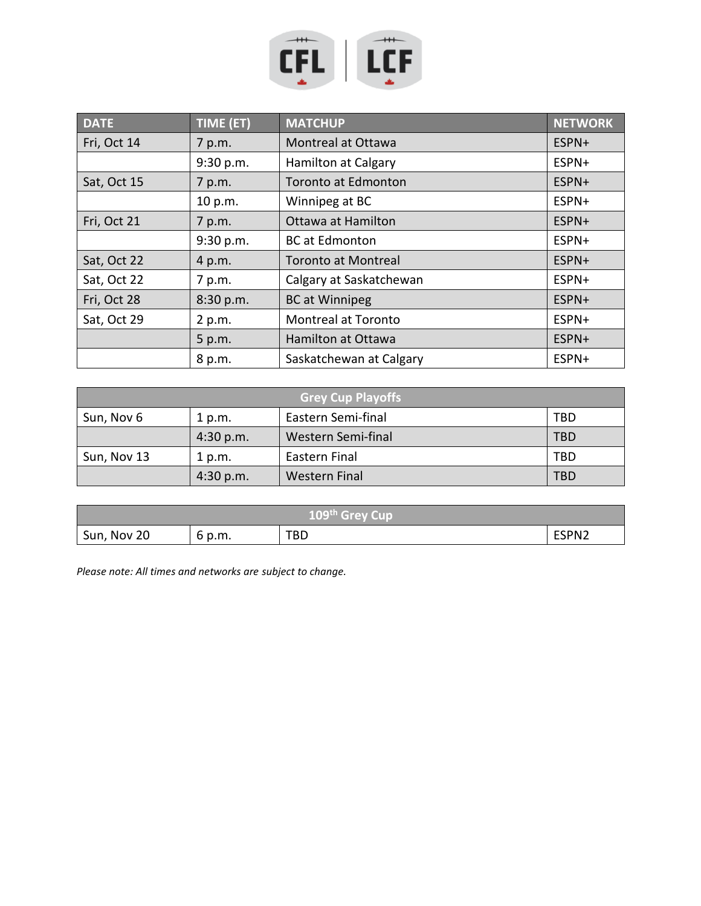CFL | LCF

| DATE | TIME (ET) | MATCHUP | NETWORK |
| --- | --- | --- | --- |
| Fri, Oct 14 | 7 p.m. | Montreal at Ottawa | ESPN+ |
| | 9:30 p.m. | Hamilton at Calgary | ESPN+ |
| Sat, Oct 15 | 7 p.m. | Toronto at Edmonton | ESPN+ |
| | 10 p.m. | Winnipeg at BC | ESPN+ |
| Fri, Oct 21 | 7 p.m. | Ottawa at Hamilton | ESPN+ |
| | 9:30 p.m. | BC at Edmonton | ESPN+ |
| Sat, Oct 22 | 4 p.m. | Toronto at Montreal | ESPN+ |
| Sat, Oct 22 | 7 p.m. | Calgary at Saskatchewan | ESPN+ |
| Fri, Oct 28 | 8:30 p.m. | BC at Winnipeg | ESPN+ |
| Sat, Oct 29 | 2 p.m. | Montreal at Toronto | ESPN+ |
| | 5 p.m. | Hamilton at Ottawa | ESPN+ |
| | 8 p.m. | Saskatchewan at Calgary | ESPN+ |

| Grey Cup Playoffs | | | |
| --- | --- | --- | --- |
| Sun, Nov 6 | 1 p.m. | Eastern Semi-final | TBD |
| | 4:30 p.m. | Western Semi-final | TBD |
| Sun, Nov 13 | 1 p.m. | Eastern Final | TBD |
| | 4:30 p.m. | Western Final | TBD |

| 109th Grey Cup | | | |
| --- | --- | --- | --- |
| Sun, Nov 20 | 6 p.m. | TBD | ESPN2 |

*Please note: All times and networks are subject to change.*